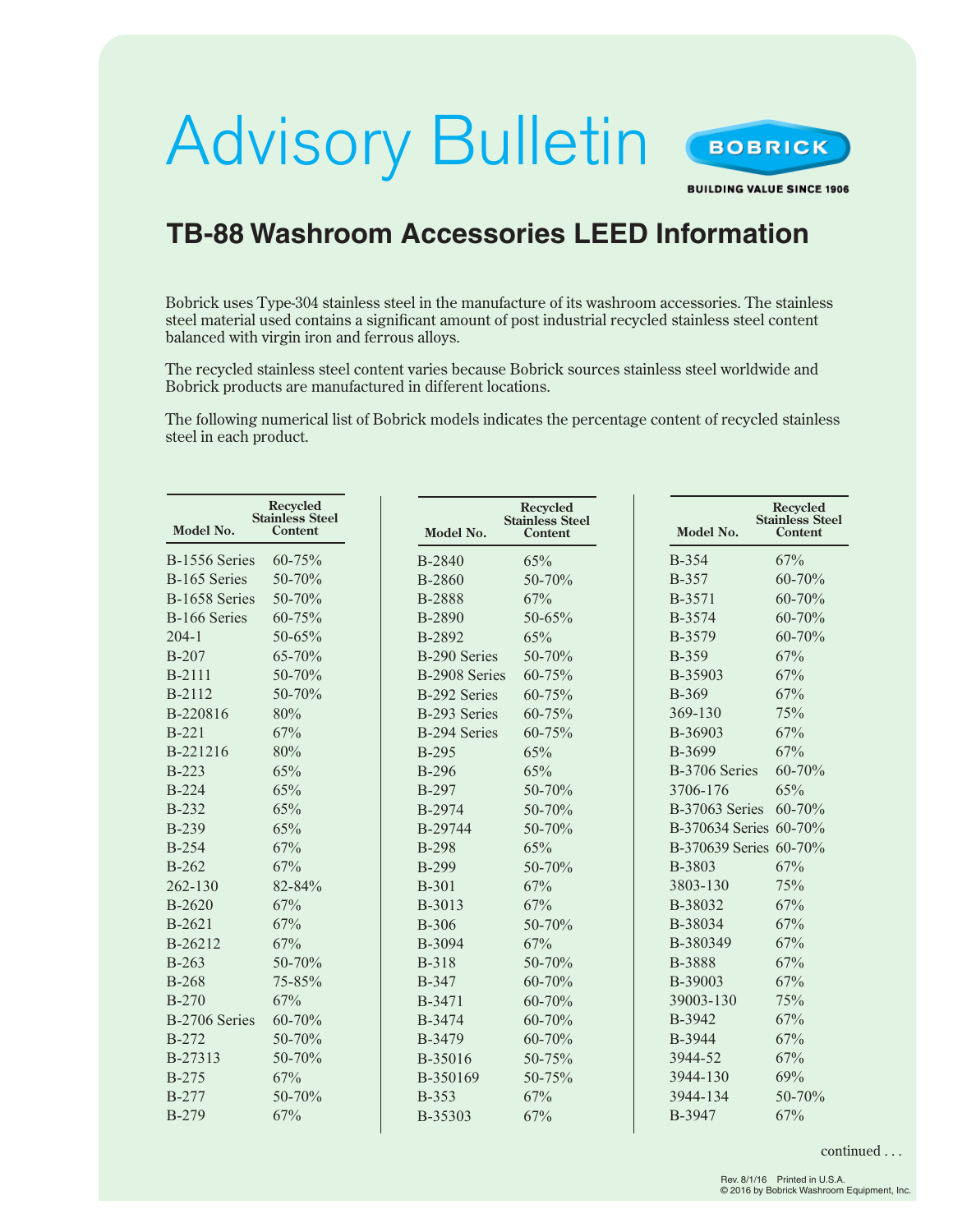# Advisory Bulletin

BOBRICK

BUILDING VALUE SINCE 1906

## TB-88 Washroom Accessories LEED Information

Bobrick uses Type-304 stainless steel in the manufacture of its washroom accessories. The stainless steel material used contains a significant amount of post industrial recycled stainless steel content balanced with virgin iron and ferrous alloys.

The recycled stainless steel content varies because Bobrick sources stainless steel worldwide and Bobrick products are manufactured in different locations.

The following numerical list of Bobrick models indicates the percentage content of recycled stainless steel in each product.

| Model No. | Recycled Stainless Steel Content |
|---|---|
| B-1556 Series | 60-75% |
| B-165 Series | 50-70% |
| B-1658 Series | 50-70% |
| B-166 Series | 60-75% |
| 204-1 | 50-65% |
| B-207 | 65-70% |
| B-2111 | 50-70% |
| B-2112 | 50-70% |
| B-220816 | 80% |
| B-221 | 67% |
| B-221216 | 80% |
| B-223 | 65% |
| B-224 | 65% |
| B-232 | 65% |
| B-239 | 65% |
| B-254 | 67% |
| B-262 | 67% |
| 262-130 | 82-84% |
| B-2620 | 67% |
| B-2621 | 67% |
| B-26212 | 67% |
| B-263 | 50-70% |
| B-268 | 75-85% |
| B-270 | 67% |
| B-2706 Series | 60-70% |
| B-272 | 50-70% |
| B-27313 | 50-70% |
| B-275 | 67% |
| B-277 | 50-70% |
| B-279 | 67% |
| B-2840 | 65% |
| B-2860 | 50-70% |
| B-2888 | 67% |
| B-2890 | 50-65% |
| B-2892 | 65% |
| B-290 Series | 50-70% |
| B-2908 Series | 60-75% |
| B-292 Series | 60-75% |
| B-293 Series | 60-75% |
| B-294 Series | 60-75% |
| B-295 | 65% |
| B-296 | 65% |
| B-297 | 50-70% |
| B-2974 | 50-70% |
| B-29744 | 50-70% |
| B-298 | 65% |
| B-299 | 50-70% |
| B-301 | 67% |
| B-3013 | 67% |
| B-306 | 50-70% |
| B-3094 | 67% |
| B-318 | 50-70% |
| B-347 | 60-70% |
| B-3471 | 60-70% |
| B-3474 | 60-70% |
| B-3479 | 60-70% |
| B-35016 | 50-75% |
| B-350169 | 50-75% |
| B-353 | 67% |
| B-35303 | 67% |
| B-354 | 67% |
| B-357 | 60-70% |
| B-3571 | 60-70% |
| B-3574 | 60-70% |
| B-3579 | 60-70% |
| B-359 | 67% |
| B-35903 | 67% |
| B-369 | 67% |
| 369-130 | 75% |
| B-36903 | 67% |
| B-3699 | 67% |
| B-3706 Series | 60-70% |
| 3706-176 | 65% |
| B-37063 Series | 60-70% |
| B-370634 Series | 60-70% |
| B-370639 Series | 60-70% |
| B-3803 | 67% |
| 3803-130 | 75% |
| B-38032 | 67% |
| B-38034 | 67% |
| B-380349 | 67% |
| B-3888 | 67% |
| B-39003 | 67% |
| 39003-130 | 75% |
| B-3942 | 67% |
| B-3944 | 67% |
| 3944-52 | 67% |
| 3944-130 | 69% |
| 3944-134 | 50-70% |
| B-3947 | 67% |

continued . . .

Rev. 8/1/16 Printed in U.S.A.
© 2016 by Bobrick Washroom Equipment, Inc.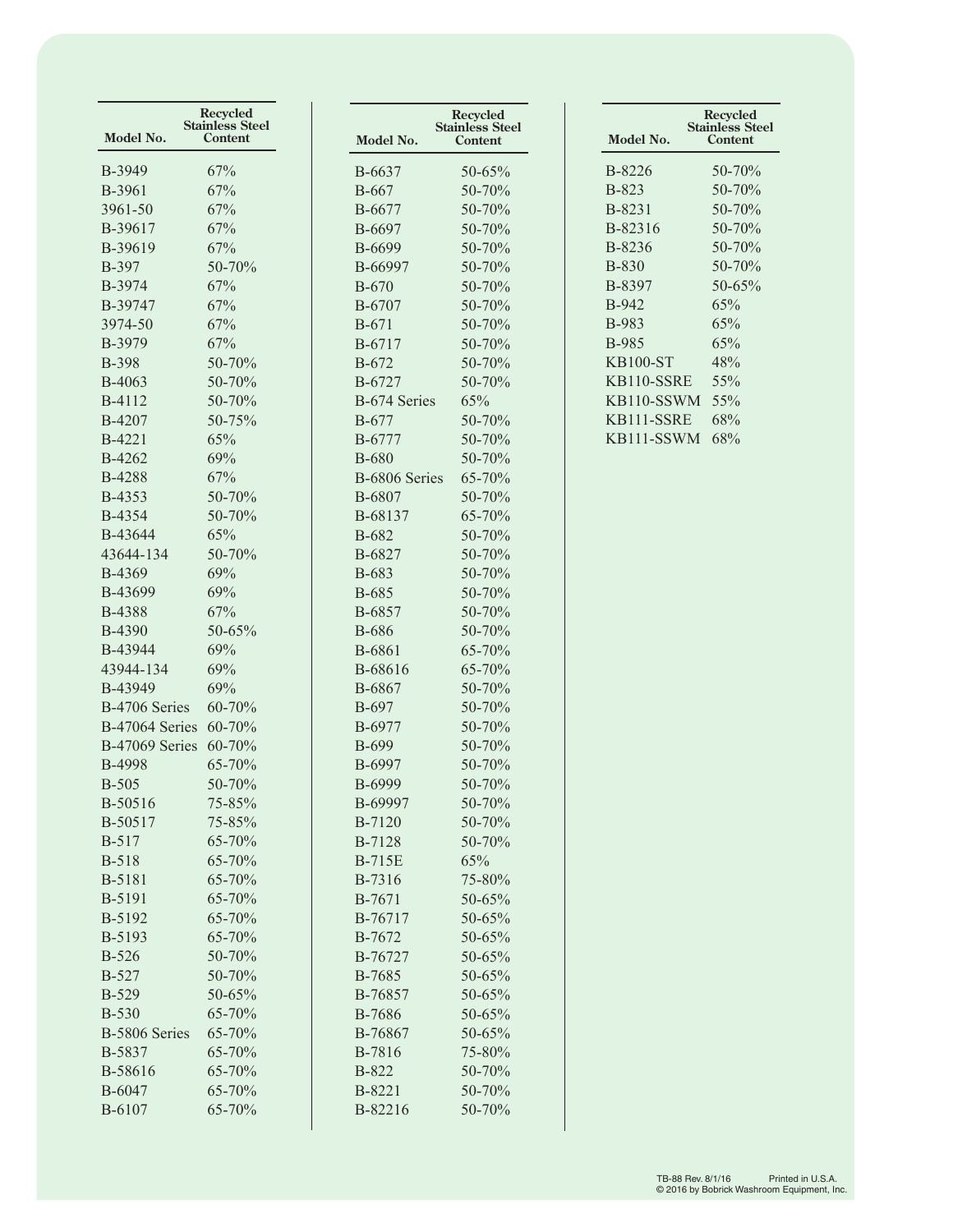| Model No. | Recycled Stainless Steel Content |
|---|---|
| B-3949 | 67% |
| B-3961 | 67% |
| 3961-50 | 67% |
| B-39617 | 67% |
| B-39619 | 67% |
| B-397 | 50-70% |
| B-3974 | 67% |
| B-39747 | 67% |
| 3974-50 | 67% |
| B-3979 | 67% |
| B-398 | 50-70% |
| B-4063 | 50-70% |
| B-4112 | 50-70% |
| B-4207 | 50-75% |
| B-4221 | 65% |
| B-4262 | 69% |
| B-4288 | 67% |
| B-4353 | 50-70% |
| B-4354 | 50-70% |
| B-43644 | 65% |
| 43644-134 | 50-70% |
| B-4369 | 69% |
| B-43699 | 69% |
| B-4388 | 67% |
| B-4390 | 50-65% |
| B-43944 | 69% |
| 43944-134 | 69% |
| B-43949 | 69% |
| B-4706 Series | 60-70% |
| B-47064 Series | 60-70% |
| B-47069 Series | 60-70% |
| B-4998 | 65-70% |
| B-505 | 50-70% |
| B-50516 | 75-85% |
| B-50517 | 75-85% |
| B-517 | 65-70% |
| B-518 | 65-70% |
| B-5181 | 65-70% |
| B-5191 | 65-70% |
| B-5192 | 65-70% |
| B-5193 | 65-70% |
| B-526 | 50-70% |
| B-527 | 50-70% |
| B-529 | 50-65% |
| B-530 | 65-70% |
| B-5806 Series | 65-70% |
| B-5837 | 65-70% |
| B-58616 | 65-70% |
| B-6047 | 65-70% |
| B-6107 | 65-70% |

| Model No. | Recycled Stainless Steel Content |
|---|---|
| B-6637 | 50-65% |
| B-667 | 50-70% |
| B-6677 | 50-70% |
| B-6697 | 50-70% |
| B-6699 | 50-70% |
| B-66997 | 50-70% |
| B-670 | 50-70% |
| B-6707 | 50-70% |
| B-671 | 50-70% |
| B-6717 | 50-70% |
| B-672 | 50-70% |
| B-6727 | 50-70% |
| B-674 Series | 65% |
| B-677 | 50-70% |
| B-6777 | 50-70% |
| B-680 | 50-70% |
| B-6806 Series | 65-70% |
| B-6807 | 50-70% |
| B-68137 | 65-70% |
| B-682 | 50-70% |
| B-6827 | 50-70% |
| B-683 | 50-70% |
| B-685 | 50-70% |
| B-6857 | 50-70% |
| B-686 | 50-70% |
| B-6861 | 65-70% |
| B-68616 | 65-70% |
| B-6867 | 50-70% |
| B-697 | 50-70% |
| B-6977 | 50-70% |
| B-699 | 50-70% |
| B-6997 | 50-70% |
| B-6999 | 50-70% |
| B-69997 | 50-70% |
| B-7120 | 50-70% |
| B-7128 | 50-70% |
| B-715E | 65% |
| B-7316 | 75-80% |
| B-7671 | 50-65% |
| B-76717 | 50-65% |
| B-7672 | 50-65% |
| B-76727 | 50-65% |
| B-7685 | 50-65% |
| B-76857 | 50-65% |
| B-7686 | 50-65% |
| B-76867 | 50-65% |
| B-7816 | 75-80% |
| B-822 | 50-70% |
| B-8221 | 50-70% |
| B-82216 | 50-70% |

| Model No. | Recycled Stainless Steel Content |
|---|---|
| B-8226 | 50-70% |
| B-823 | 50-70% |
| B-8231 | 50-70% |
| B-82316 | 50-70% |
| B-8236 | 50-70% |
| B-830 | 50-70% |
| B-8397 | 50-65% |
| B-942 | 65% |
| B-983 | 65% |
| B-985 | 65% |
| KB100-ST | 48% |
| KB110-SSRE | 55% |
| KB110-SSWM | 55% |
| KB111-SSRE | 68% |
| KB111-SSWM | 68% |

TB-88 Rev. 8/1/16 Printed in U.S.A.
© 2016 by Bobrick Washroom Equipment, Inc.